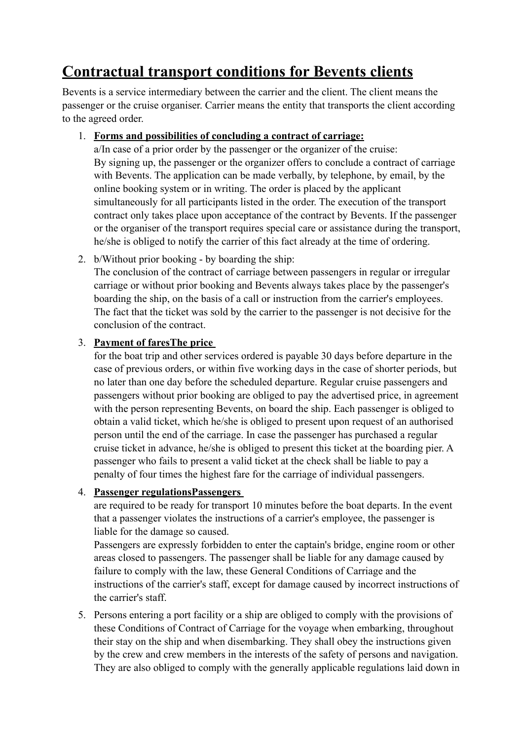# Contractual transport conditions for Bevents clients

Bevents is a service intermediary between the carrier and the client. The client means the passenger or the cruise organiser. Carrier means the entity that transports the client according to the agreed order.

1. **Forms and possibilities of concluding a contract of carriage:**
   a/In case of a prior order by the passenger or the organizer of the cruise:
   By signing up, the passenger or the organizer offers to conclude a contract of carriage with Bevents. The application can be made verbally, by telephone, by email, by the online booking system or in writing. The order is placed by the applicant simultaneously for all participants listed in the order. The execution of the transport contract only takes place upon acceptance of the contract by Bevents. If the passenger or the organiser of the transport requires special care or assistance during the transport, he/she is obliged to notify the carrier of this fact already at the time of ordering.

2. b/Without prior booking - by boarding the ship:
   The conclusion of the contract of carriage between passengers in regular or irregular carriage or without prior booking and Bevents always takes place by the passenger's boarding the ship, on the basis of a call or instruction from the carrier's employees. The fact that the ticket was sold by the carrier to the passenger is not decisive for the conclusion of the contract.

3. **Payment of faresThe price**
   for the boat trip and other services ordered is payable 30 days before departure in the case of previous orders, or within five working days in the case of shorter periods, but no later than one day before the scheduled departure. Regular cruise passengers and passengers without prior booking are obliged to pay the advertised price, in agreement with the person representing Bevents, on board the ship. Each passenger is obliged to obtain a valid ticket, which he/she is obliged to present upon request of an authorised person until the end of the carriage. In case the passenger has purchased a regular cruise ticket in advance, he/she is obliged to present this ticket at the boarding pier. A passenger who fails to present a valid ticket at the check shall be liable to pay a penalty of four times the highest fare for the carriage of individual passengers.

4. **Passenger regulationsPassengers**
   are required to be ready for transport 10 minutes before the boat departs. In the event that a passenger violates the instructions of a carrier's employee, the passenger is liable for the damage so caused.
   Passengers are expressly forbidden to enter the captain's bridge, engine room or other areas closed to passengers. The passenger shall be liable for any damage caused by failure to comply with the law, these General Conditions of Carriage and the instructions of the carrier's staff, except for damage caused by incorrect instructions of the carrier's staff.

5. Persons entering a port facility or a ship are obliged to comply with the provisions of these Conditions of Contract of Carriage for the voyage when embarking, throughout their stay on the ship and when disembarking. They shall obey the instructions given by the crew and crew members in the interests of the safety of persons and navigation. They are also obliged to comply with the generally applicable regulations laid down in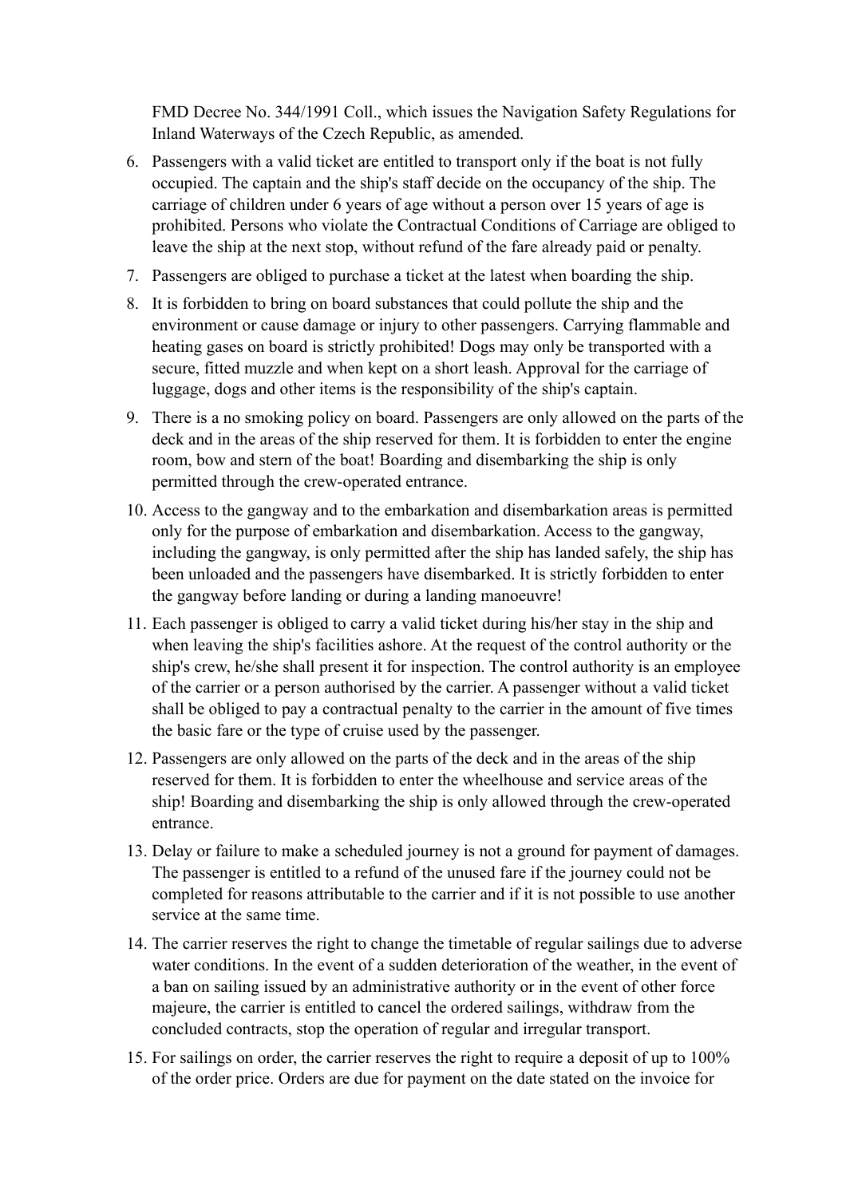FMD Decree No. 344/1991 Coll., which issues the Navigation Safety Regulations for Inland Waterways of the Czech Republic, as amended.

6. Passengers with a valid ticket are entitled to transport only if the boat is not fully occupied. The captain and the ship's staff decide on the occupancy of the ship. The carriage of children under 6 years of age without a person over 15 years of age is prohibited. Persons who violate the Contractual Conditions of Carriage are obliged to leave the ship at the next stop, without refund of the fare already paid or penalty.
7. Passengers are obliged to purchase a ticket at the latest when boarding the ship.
8. It is forbidden to bring on board substances that could pollute the ship and the environment or cause damage or injury to other passengers. Carrying flammable and heating gases on board is strictly prohibited! Dogs may only be transported with a secure, fitted muzzle and when kept on a short leash. Approval for the carriage of luggage, dogs and other items is the responsibility of the ship's captain.
9. There is a no smoking policy on board. Passengers are only allowed on the parts of the deck and in the areas of the ship reserved for them. It is forbidden to enter the engine room, bow and stern of the boat! Boarding and disembarking the ship is only permitted through the crew-operated entrance.
10. Access to the gangway and to the embarkation and disembarkation areas is permitted only for the purpose of embarkation and disembarkation. Access to the gangway, including the gangway, is only permitted after the ship has landed safely, the ship has been unloaded and the passengers have disembarked. It is strictly forbidden to enter the gangway before landing or during a landing manoeuvre!
11. Each passenger is obliged to carry a valid ticket during his/her stay in the ship and when leaving the ship's facilities ashore. At the request of the control authority or the ship's crew, he/she shall present it for inspection. The control authority is an employee of the carrier or a person authorised by the carrier. A passenger without a valid ticket shall be obliged to pay a contractual penalty to the carrier in the amount of five times the basic fare or the type of cruise used by the passenger.
12. Passengers are only allowed on the parts of the deck and in the areas of the ship reserved for them. It is forbidden to enter the wheelhouse and service areas of the ship! Boarding and disembarking the ship is only allowed through the crew-operated entrance.
13. Delay or failure to make a scheduled journey is not a ground for payment of damages. The passenger is entitled to a refund of the unused fare if the journey could not be completed for reasons attributable to the carrier and if it is not possible to use another service at the same time.
14. The carrier reserves the right to change the timetable of regular sailings due to adverse water conditions. In the event of a sudden deterioration of the weather, in the event of a ban on sailing issued by an administrative authority or in the event of other force majeure, the carrier is entitled to cancel the ordered sailings, withdraw from the concluded contracts, stop the operation of regular and irregular transport.
15. For sailings on order, the carrier reserves the right to require a deposit of up to 100% of the order price. Orders are due for payment on the date stated on the invoice for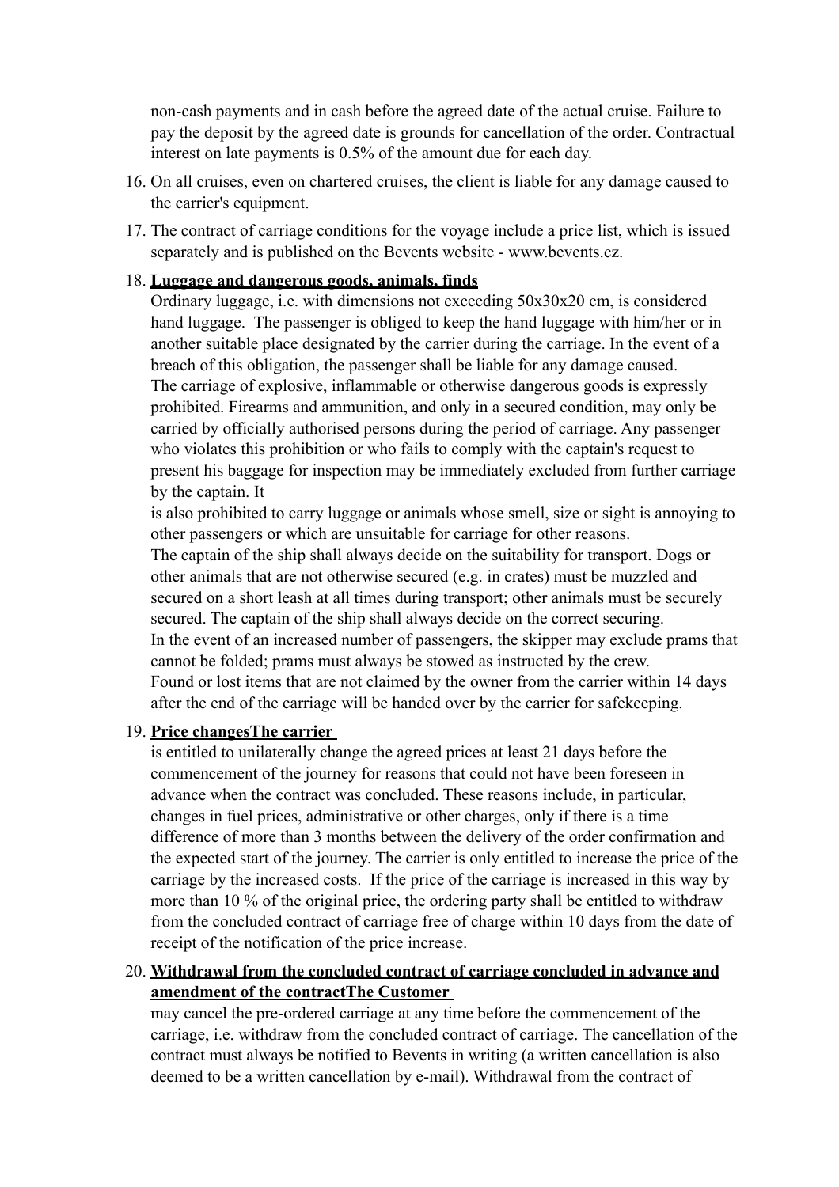non-cash payments and in cash before the agreed date of the actual cruise. Failure to pay the deposit by the agreed date is grounds for cancellation of the order. Contractual interest on late payments is 0.5% of the amount due for each day.

16. On all cruises, even on chartered cruises, the client is liable for any damage caused to the carrier's equipment.
17. The contract of carriage conditions for the voyage include a price list, which is issued separately and is published on the Bevents website - www.bevents.cz.
18. **Luggage and dangerous goods, animals, finds**
    Ordinary luggage, i.e. with dimensions not exceeding 50x30x20 cm, is considered hand luggage. The passenger is obliged to keep the hand luggage with him/her or in another suitable place designated by the carrier during the carriage. In the event of a breach of this obligation, the passenger shall be liable for any damage caused.
    The carriage of explosive, inflammable or otherwise dangerous goods is expressly prohibited. Firearms and ammunition, and only in a secured condition, may only be carried by officially authorised persons during the period of carriage. Any passenger who violates this prohibition or who fails to comply with the captain's request to present his baggage for inspection may be immediately excluded from further carriage by the captain. It
    is also prohibited to carry luggage or animals whose smell, size or sight is annoying to other passengers or which are unsuitable for carriage for other reasons.
    The captain of the ship shall always decide on the suitability for transport. Dogs or other animals that are not otherwise secured (e.g. in crates) must be muzzled and secured on a short leash at all times during transport; other animals must be securely secured. The captain of the ship shall always decide on the correct securing.
    In the event of an increased number of passengers, the skipper may exclude prams that cannot be folded; prams must always be stowed as instructed by the crew.
    Found or lost items that are not claimed by the owner from the carrier within 14 days after the end of the carriage will be handed over by the carrier for safekeeping.
19. **Price changesThe carrier**
    is entitled to unilaterally change the agreed prices at least 21 days before the commencement of the journey for reasons that could not have been foreseen in advance when the contract was concluded. These reasons include, in particular, changes in fuel prices, administrative or other charges, only if there is a time difference of more than 3 months between the delivery of the order confirmation and the expected start of the journey. The carrier is only entitled to increase the price of the carriage by the increased costs. If the price of the carriage is increased in this way by more than 10 % of the original price, the ordering party shall be entitled to withdraw from the concluded contract of carriage free of charge within 10 days from the date of receipt of the notification of the price increase.
20. **Withdrawal from the concluded contract of carriage concluded in advance and amendment of the contractThe Customer**
    may cancel the pre-ordered carriage at any time before the commencement of the carriage, i.e. withdraw from the concluded contract of carriage. The cancellation of the contract must always be notified to Bevents in writing (a written cancellation is also deemed to be a written cancellation by e-mail). Withdrawal from the contract of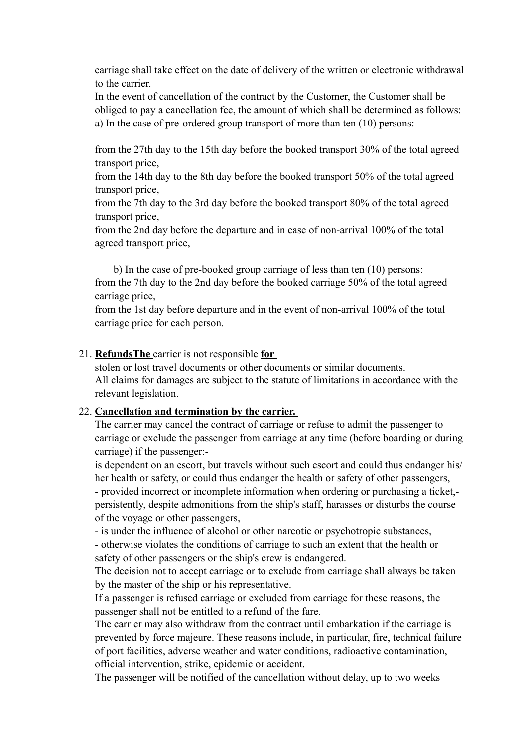carriage shall take effect on the date of delivery of the written or electronic withdrawal to the carrier.

In the event of cancellation of the contract by the Customer, the Customer shall be obliged to pay a cancellation fee, the amount of which shall be determined as follows:

a) In the case of pre-ordered group transport of more than ten (10) persons:

from the 27th day to the 15th day before the booked transport 30% of the total agreed transport price,

from the 14th day to the 8th day before the booked transport 50% of the total agreed transport price,

from the 7th day to the 3rd day before the booked transport 80% of the total agreed transport price,

from the 2nd day before the departure and in case of non-arrival 100% of the total agreed transport price,

b) In the case of pre-booked group carriage of less than ten (10) persons:

from the 7th day to the 2nd day before the booked carriage 50% of the total agreed carriage price,

from the 1st day before departure and in the event of non-arrival 100% of the total carriage price for each person.

21. **RefundsThe** carrier is not responsible **for**
   stolen or lost travel documents or other documents or similar documents.
   All claims for damages are subject to the statute of limitations in accordance with the relevant legislation.

22. **Cancellation and termination by the carrier.**
   The carrier may cancel the contract of carriage or refuse to admit the passenger to carriage or exclude the passenger from carriage at any time (before boarding or during carriage) if the passenger:-
   is dependent on an escort, but travels without such escort and could thus endanger his/her health or safety, or could thus endanger the health or safety of other passengers,
   - provided incorrect or incomplete information when ordering or purchasing a ticket,- persistently, despite admonitions from the ship's staff, harasses or disturbs the course of the voyage or other passengers,
   - is under the influence of alcohol or other narcotic or psychotropic substances,
   - otherwise violates the conditions of carriage to such an extent that the health or safety of other passengers or the ship's crew is endangered.
   
   The decision not to accept carriage or to exclude from carriage shall always be taken by the master of the ship or his representative.
   If a passenger is refused carriage or excluded from carriage for these reasons, the passenger shall not be entitled to a refund of the fare.
   The carrier may also withdraw from the contract until embarkation if the carriage is prevented by force majeure. These reasons include, in particular, fire, technical failure of port facilities, adverse weather and water conditions, radioactive contamination, official intervention, strike, epidemic or accident.
   The passenger will be notified of the cancellation without delay, up to two weeks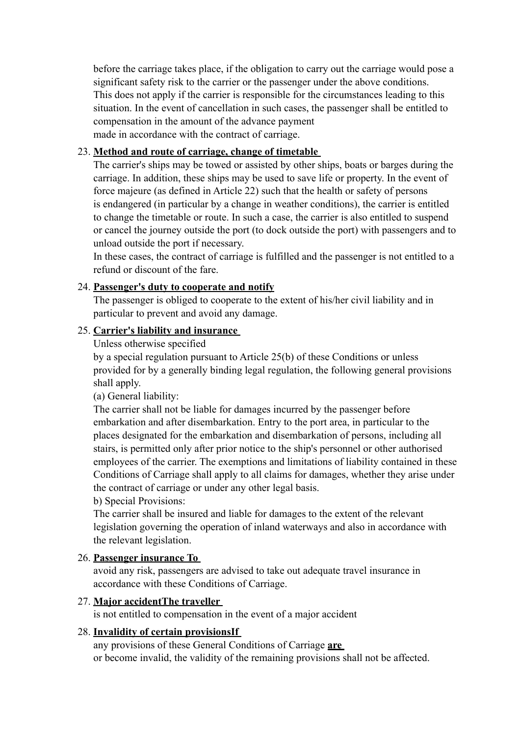before the carriage takes place, if the obligation to carry out the carriage would pose a significant safety risk to the carrier or the passenger under the above conditions. This does not apply if the carrier is responsible for the circumstances leading to this situation. In the event of cancellation in such cases, the passenger shall be entitled to compensation in the amount of the advance payment
made in accordance with the contract of carriage.

23. **Method and route of carriage, change of timetable**
    The carrier's ships may be towed or assisted by other ships, boats or barges during the carriage. In addition, these ships may be used to save life or property. In the event of force majeure (as defined in Article 22) such that the health or safety of persons is endangered (in particular by a change in weather conditions), the carrier is entitled to change the timetable or route. In such a case, the carrier is also entitled to suspend or cancel the journey outside the port (to dock outside the port) with passengers and to unload outside the port if necessary.
    In these cases, the contract of carriage is fulfilled and the passenger is not entitled to a refund or discount of the fare.

24. **Passenger's duty to cooperate and notify**
    The passenger is obliged to cooperate to the extent of his/her civil liability and in particular to prevent and avoid any damage.

25. **Carrier's liability and insurance**
    Unless otherwise specified
    by a special regulation pursuant to Article 25(b) of these Conditions or unless provided for by a generally binding legal regulation, the following general provisions shall apply.
    (a) General liability:
    The carrier shall not be liable for damages incurred by the passenger before embarkation and after disembarkation. Entry to the port area, in particular to the places designated for the embarkation and disembarkation of persons, including all stairs, is permitted only after prior notice to the ship's personnel or other authorised employees of the carrier. The exemptions and limitations of liability contained in these Conditions of Carriage shall apply to all claims for damages, whether they arise under the contract of carriage or under any other legal basis.
    b) Special Provisions:
    The carrier shall be insured and liable for damages to the extent of the relevant legislation governing the operation of inland waterways and also in accordance with the relevant legislation.

26. **Passenger insurance To**
    avoid any risk, passengers are advised to take out adequate travel insurance in accordance with these Conditions of Carriage.

27. **Major accidentThe traveller**
    is not entitled to compensation in the event of a major accident

28. **Invalidity of certain provisionsIf**
    any provisions of these General Conditions of Carriage **are**
    or become invalid, the validity of the remaining provisions shall not be affected.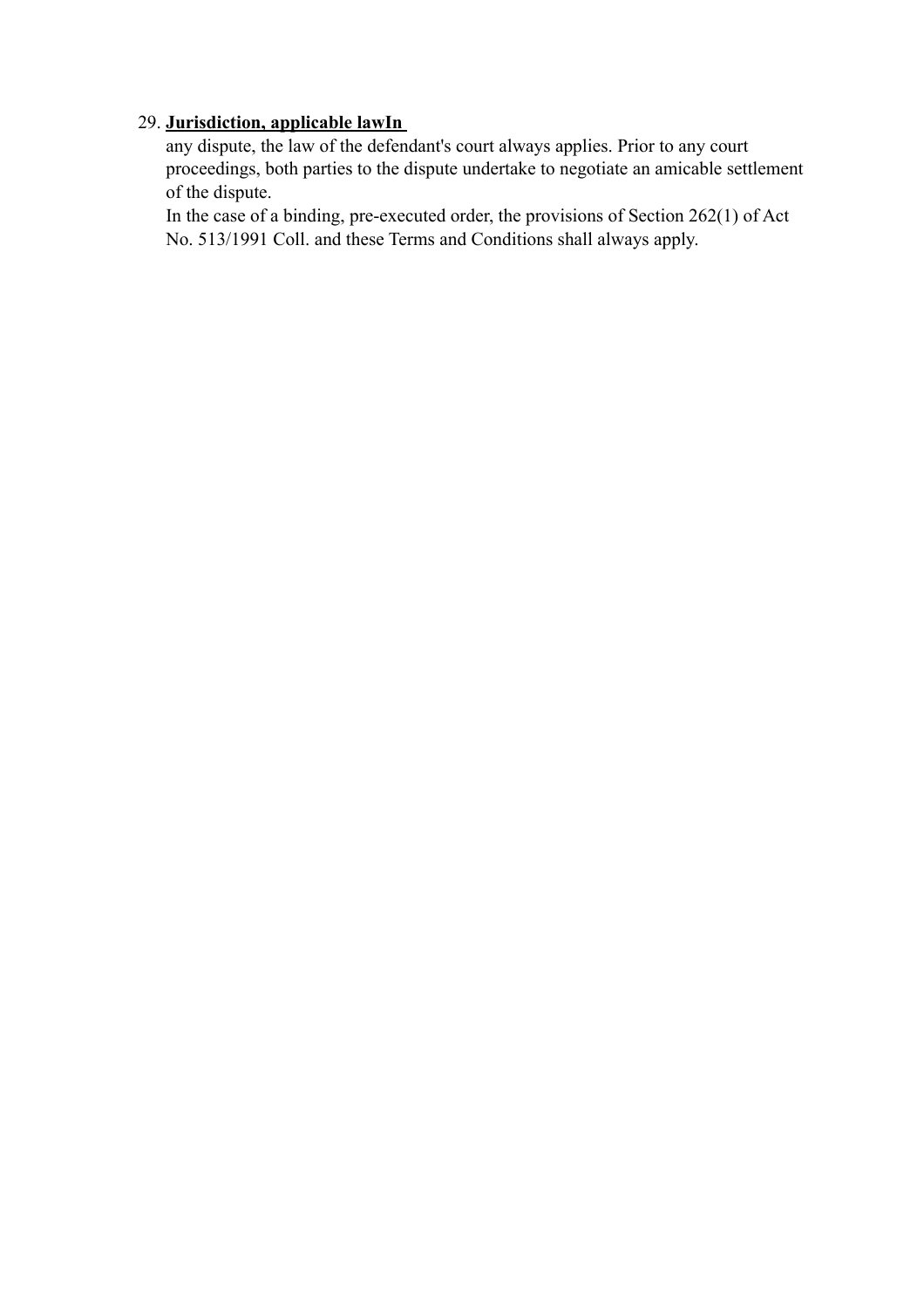29. **Jurisdiction, applicable lawIn**
   any dispute, the law of the defendant's court always applies. Prior to any court proceedings, both parties to the dispute undertake to negotiate an amicable settlement of the dispute.
   In the case of a binding, pre-executed order, the provisions of Section 262(1) of Act No. 513/1991 Coll. and these Terms and Conditions shall always apply.